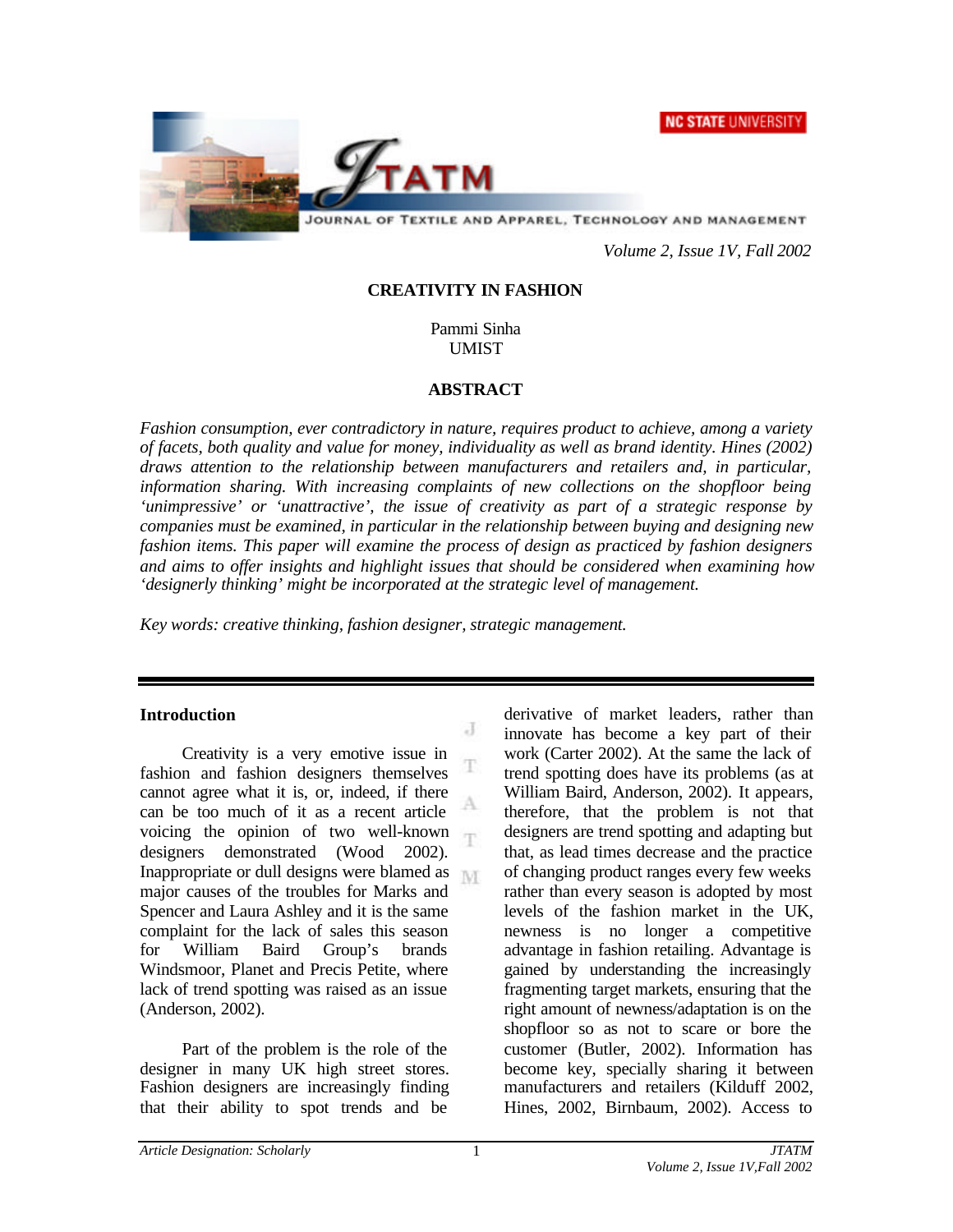# CREATIVITY IN FASHION

Pammi Sinha
UMIST

## ABSTRACT

*Fashion consumption, ever contradictory in nature, requires product to achieve, among a variety of facets, both quality and value for money, individuality as well as brand identity. Hines (2002) draws attention to the relationship between manufacturers and retailers and, in particular, information sharing. With increasing complaints of new collections on the shopfloor being 'unimpressive' or 'unattractive', the issue of creativity as part of a strategic response by companies must be examined, in particular in the relationship between buying and designing new fashion items. This paper will examine the process of design as practiced by fashion designers and aims to offer insights and highlight issues that should be considered when examining how 'designerly thinking' might be incorporated at the strategic level of management.*

*Key words: creative thinking, fashion designer, strategic management.*

### Introduction

Creativity is a very emotive issue in fashion and fashion designers themselves cannot agree what it is, or, indeed, if there can be too much of it as a recent article voicing the opinion of two well-known designers demonstrated (Wood 2002). Inappropriate or dull designs were blamed as major causes of the troubles for Marks and Spencer and Laura Ashley and it is the same complaint for the lack of sales this season for William Baird Group's brands Windsmoor, Planet and Precis Petite, where lack of trend spotting was raised as an issue (Anderson, 2002).

Part of the problem is the role of the designer in many UK high street stores. Fashion designers are increasingly finding that their ability to spot trends and be derivative of market leaders, rather than innovate has become a key part of their work (Carter 2002). At the same the lack of trend spotting does have its problems (as at William Baird, Anderson, 2002). It appears, therefore, that the problem is not that designers are trend spotting and adapting but that, as lead times decrease and the practice of changing product ranges every few weeks rather than every season is adopted by most levels of the fashion market in the UK, newness is no longer a competitive advantage in fashion retailing. Advantage is gained by understanding the increasingly fragmenting target markets, ensuring that the right amount of newness/adaptation is on the shopfloor so as not to scare or bore the customer (Butler, 2002). Information has become key, specially sharing it between manufacturers and retailers (Kilduff 2002, Hines, 2002, Birnbaum, 2002). Access to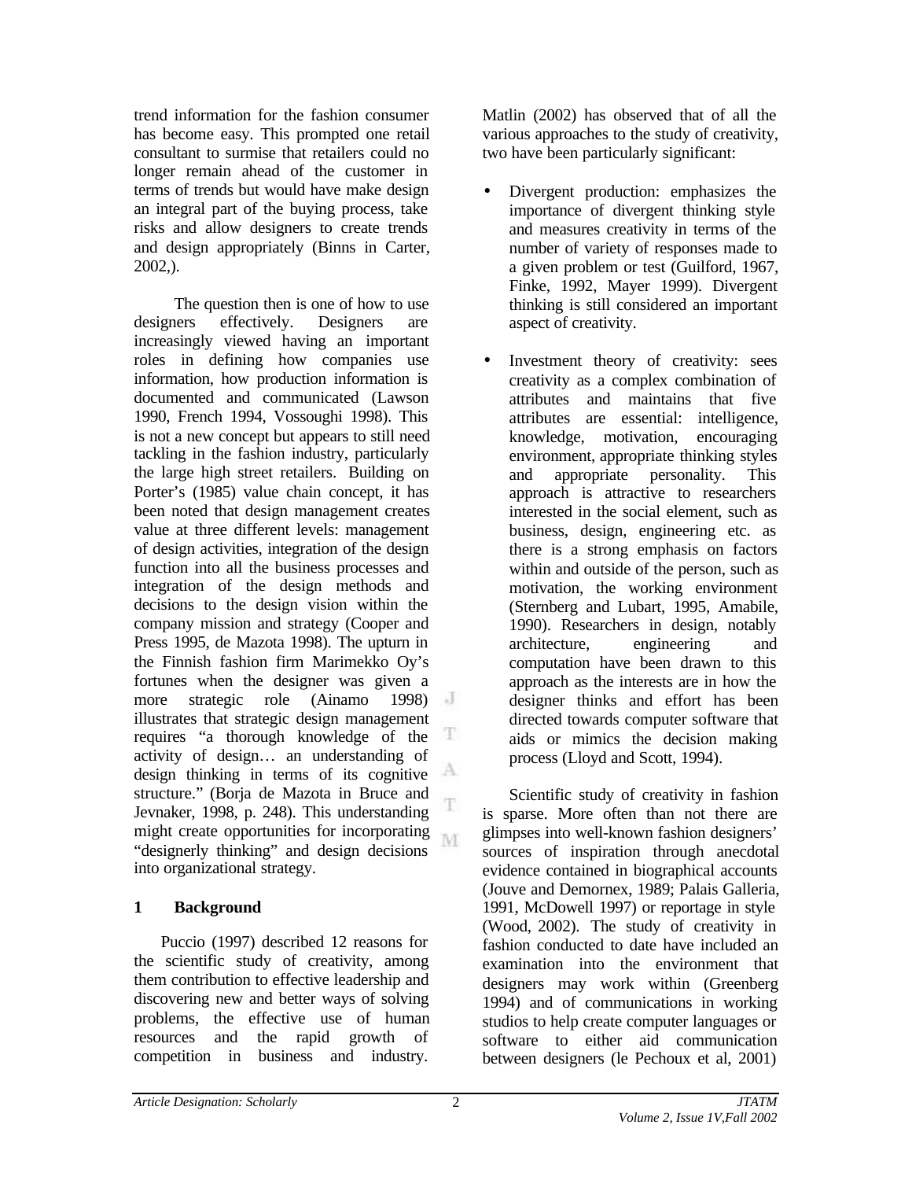trend information for the fashion consumer has become easy. This prompted one retail consultant to surmise that retailers could no longer remain ahead of the customer in terms of trends but would have make design an integral part of the buying process, take risks and allow designers to create trends and design appropriately (Binns in Carter, 2002,).

The question then is one of how to use designers effectively. Designers are increasingly viewed having an important roles in defining how companies use information, how production information is documented and communicated (Lawson 1990, French 1994, Vossoughi 1998). This is not a new concept but appears to still need tackling in the fashion industry, particularly the large high street retailers. Building on Porter's (1985) value chain concept, it has been noted that design management creates value at three different levels: management of design activities, integration of the design function into all the business processes and integration of the design methods and decisions to the design vision within the company mission and strategy (Cooper and Press 1995, de Mazota 1998). The upturn in the Finnish fashion firm Marimekko Oy's fortunes when the designer was given a more strategic role (Ainamo 1998) illustrates that strategic design management requires "a thorough knowledge of the activity of design… an understanding of design thinking in terms of its cognitive structure." (Borja de Mazota in Bruce and Jevnaker, 1998, p. 248). This understanding might create opportunities for incorporating "designerly thinking" and design decisions into organizational strategy.

## 1 Background

Puccio (1997) described 12 reasons for the scientific study of creativity, among them contribution to effective leadership and discovering new and better ways of solving problems, the effective use of human resources and the rapid growth of competition in business and industry. Matlin (2002) has observed that of all the various approaches to the study of creativity, two have been particularly significant:

- Divergent production: emphasizes the importance of divergent thinking style and measures creativity in terms of the number of variety of responses made to a given problem or test (Guilford, 1967, Finke, 1992, Mayer 1999). Divergent thinking is still considered an important aspect of creativity.
- Investment theory of creativity: sees creativity as a complex combination of attributes and maintains that five attributes are essential: intelligence, knowledge, motivation, encouraging environment, appropriate thinking styles and appropriate personality. This approach is attractive to researchers interested in the social element, such as business, design, engineering etc. as there is a strong emphasis on factors within and outside of the person, such as motivation, the working environment (Sternberg and Lubart, 1995, Amabile, 1990). Researchers in design, notably architecture, engineering and computation have been drawn to this approach as the interests are in how the designer thinks and effort has been directed towards computer software that aids or mimics the decision making process (Lloyd and Scott, 1994).

Scientific study of creativity in fashion is sparse. More often than not there are glimpses into well-known fashion designers' sources of inspiration through anecdotal evidence contained in biographical accounts (Jouve and Demornex, 1989; Palais Galleria, 1991, McDowell 1997) or reportage in style (Wood, 2002). The study of creativity in fashion conducted to date have included an examination into the environment that designers may work within (Greenberg 1994) and of communications in working studios to help create computer languages or software to either aid communication between designers (le Pechoux et al, 2001)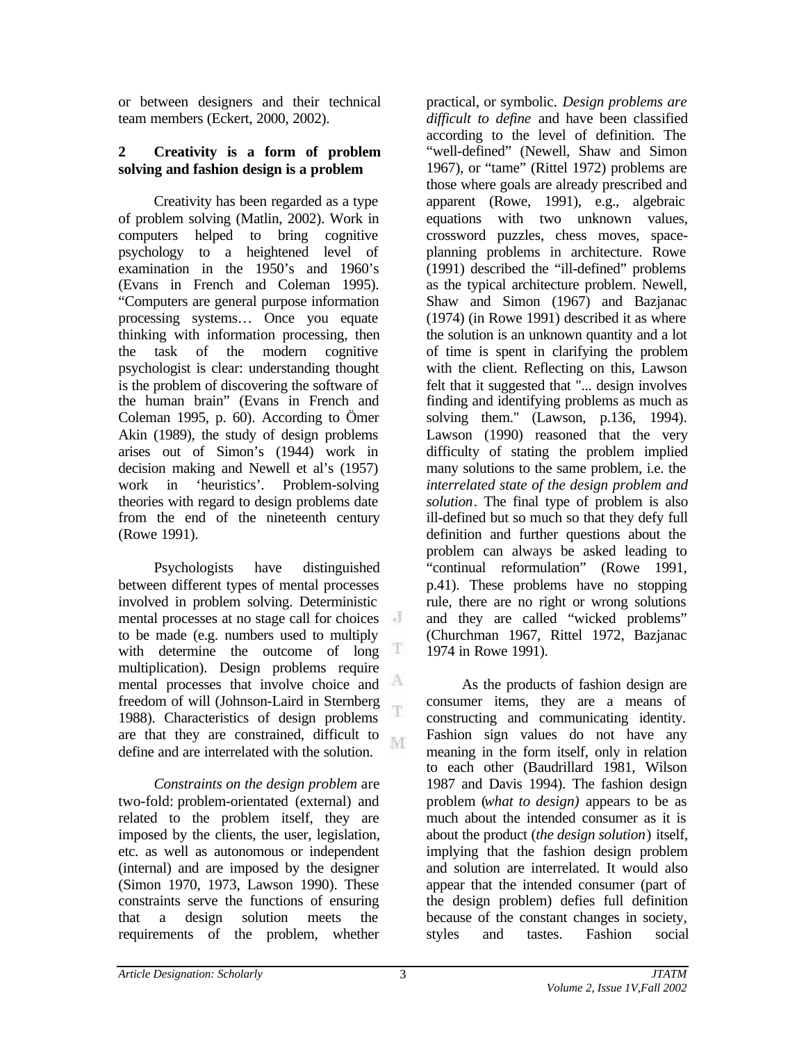or between designers and their technical team members (Eckert, 2000, 2002).

## 2 Creativity is a form of problem solving and fashion design is a problem

Creativity has been regarded as a type of problem solving (Matlin, 2002). Work in computers helped to bring cognitive psychology to a heightened level of examination in the 1950's and 1960's (Evans in French and Coleman 1995). "Computers are general purpose information processing systems… Once you equate thinking with information processing, then the task of the modern cognitive psychologist is clear: understanding thought is the problem of discovering the software of the human brain" (Evans in French and Coleman 1995, p. 60). According to Ömer Akin (1989), the study of design problems arises out of Simon's (1944) work in decision making and Newell et al's (1957) work in 'heuristics'. Problem-solving theories with regard to design problems date from the end of the nineteenth century (Rowe 1991).

Psychologists have distinguished between different types of mental processes involved in problem solving. Deterministic mental processes at no stage call for choices to be made (e.g. numbers used to multiply with determine the outcome of long multiplication). Design problems require mental processes that involve choice and freedom of will (Johnson-Laird in Sternberg 1988). Characteristics of design problems are that they are constrained, difficult to define and are interrelated with the solution.

*Constraints on the design problem* are two-fold: problem-orientated (external) and related to the problem itself, they are imposed by the clients, the user, legislation, etc. as well as autonomous or independent (internal) and are imposed by the designer (Simon 1970, 1973, Lawson 1990). These constraints serve the functions of ensuring that a design solution meets the requirements of the problem, whether practical, or symbolic. *Design problems are difficult to define* and have been classified according to the level of definition. The "well-defined" (Newell, Shaw and Simon 1967), or "tame" (Rittel 1972) problems are those where goals are already prescribed and apparent (Rowe, 1991), e.g., algebraic equations with two unknown values, crossword puzzles, chess moves, space-planning problems in architecture. Rowe (1991) described the "ill-defined" problems as the typical architecture problem. Newell, Shaw and Simon (1967) and Bazjanac (1974) (in Rowe 1991) described it as where the solution is an unknown quantity and a lot of time is spent in clarifying the problem with the client. Reflecting on this, Lawson felt that it suggested that "... design involves finding and identifying problems as much as solving them." (Lawson, p.136, 1994). Lawson (1990) reasoned that the very difficulty of stating the problem implied many solutions to the same problem, i.e. the *interrelated state of the design problem and solution*. The final type of problem is also ill-defined but so much so that they defy full definition and further questions about the problem can always be asked leading to "continual reformulation" (Rowe 1991, p.41). These problems have no stopping rule, there are no right or wrong solutions and they are called "wicked problems" (Churchman 1967, Rittel 1972, Bazjanac 1974 in Rowe 1991).

As the products of fashion design are consumer items, they are a means of constructing and communicating identity. Fashion sign values do not have any meaning in the form itself, only in relation to each other (Baudrillard 1981, Wilson 1987 and Davis 1994). The fashion design problem (*what to design)* appears to be as much about the intended consumer as it is about the product (*the design solution*) itself, implying that the fashion design problem and solution are interrelated. It would also appear that the intended consumer (part of the design problem) defies full definition because of the constant changes in society, styles and tastes. Fashion social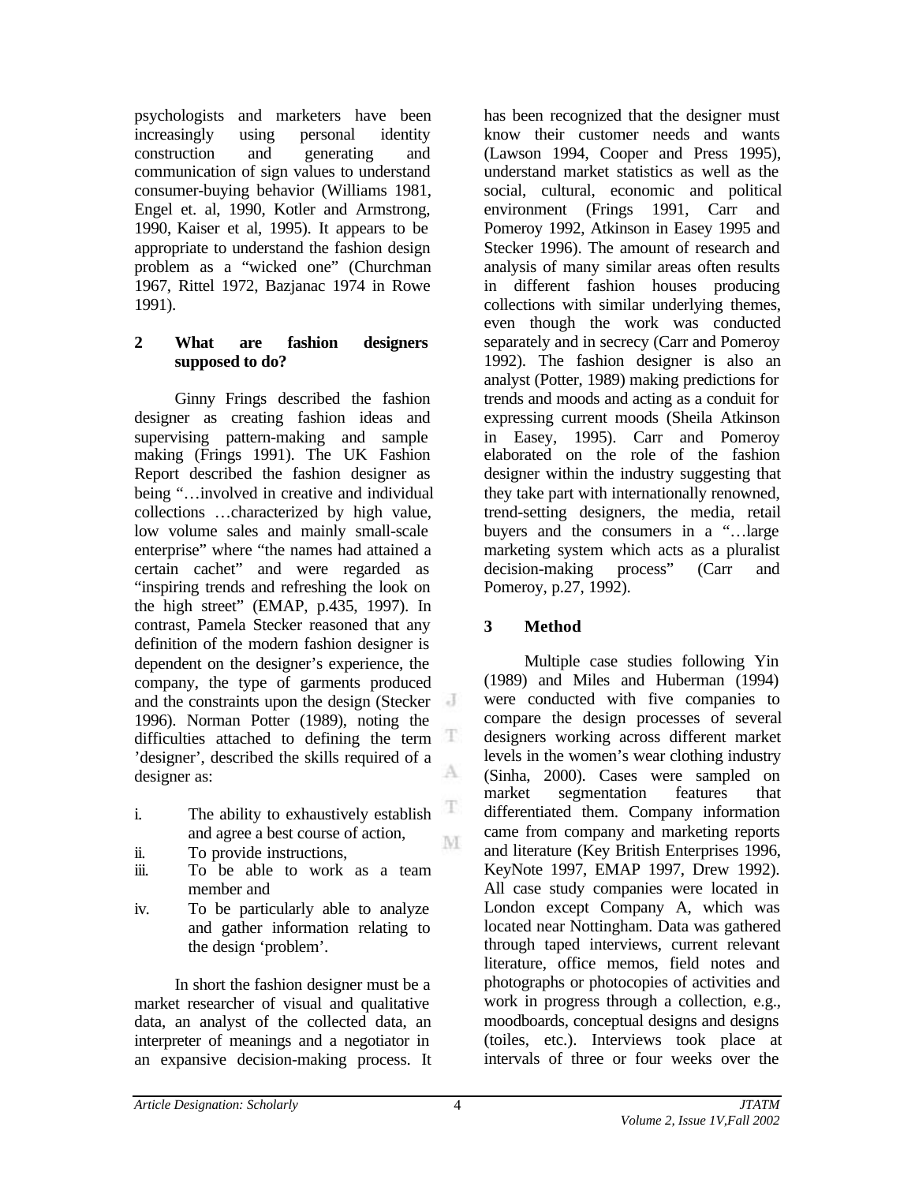psychologists and marketers have been increasingly using personal identity construction and generating and communication of sign values to understand consumer-buying behavior (Williams 1981, Engel et. al, 1990, Kotler and Armstrong, 1990, Kaiser et al, 1995). It appears to be appropriate to understand the fashion design problem as a "wicked one" (Churchman 1967, Rittel 1972, Bazjanac 1974 in Rowe 1991).

## 2 What are fashion designers supposed to do?

Ginny Frings described the fashion designer as creating fashion ideas and supervising pattern-making and sample making (Frings 1991). The UK Fashion Report described the fashion designer as being "…involved in creative and individual collections …characterized by high value, low volume sales and mainly small-scale enterprise" where "the names had attained a certain cachet" and were regarded as "inspiring trends and refreshing the look on the high street" (EMAP, p.435, 1997). In contrast, Pamela Stecker reasoned that any definition of the modern fashion designer is dependent on the designer's experience, the company, the type of garments produced and the constraints upon the design (Stecker 1996). Norman Potter (1989), noting the difficulties attached to defining the term 'designer', described the skills required of a designer as:

i. The ability to exhaustively establish and agree a best course of action,
ii. To provide instructions,
iii. To be able to work as a team member and
iv. To be particularly able to analyze and gather information relating to the design 'problem'.

In short the fashion designer must be a market researcher of visual and qualitative data, an analyst of the collected data, an interpreter of meanings and a negotiator in an expansive decision-making process. It has been recognized that the designer must know their customer needs and wants (Lawson 1994, Cooper and Press 1995), understand market statistics as well as the social, cultural, economic and political environment (Frings 1991, Carr and Pomeroy 1992, Atkinson in Easey 1995 and Stecker 1996). The amount of research and analysis of many similar areas often results in different fashion houses producing collections with similar underlying themes, even though the work was conducted separately and in secrecy (Carr and Pomeroy 1992). The fashion designer is also an analyst (Potter, 1989) making predictions for trends and moods and acting as a conduit for expressing current moods (Sheila Atkinson in Easey, 1995). Carr and Pomeroy elaborated on the role of the fashion designer within the industry suggesting that they take part with internationally renowned, trend-setting designers, the media, retail buyers and the consumers in a "…large marketing system which acts as a pluralist decision-making process" (Carr and Pomeroy, p.27, 1992).

## 3 Method

Multiple case studies following Yin (1989) and Miles and Huberman (1994) were conducted with five companies to compare the design processes of several designers working across different market levels in the women's wear clothing industry (Sinha, 2000). Cases were sampled on market segmentation features that differentiated them. Company information came from company and marketing reports and literature (Key British Enterprises 1996, KeyNote 1997, EMAP 1997, Drew 1992). All case study companies were located in London except Company A, which was located near Nottingham. Data was gathered through taped interviews, current relevant literature, office memos, field notes and photographs or photocopies of activities and work in progress through a collection, e.g., moodboards, conceptual designs and designs (toiles, etc.). Interviews took place at intervals of three or four weeks over the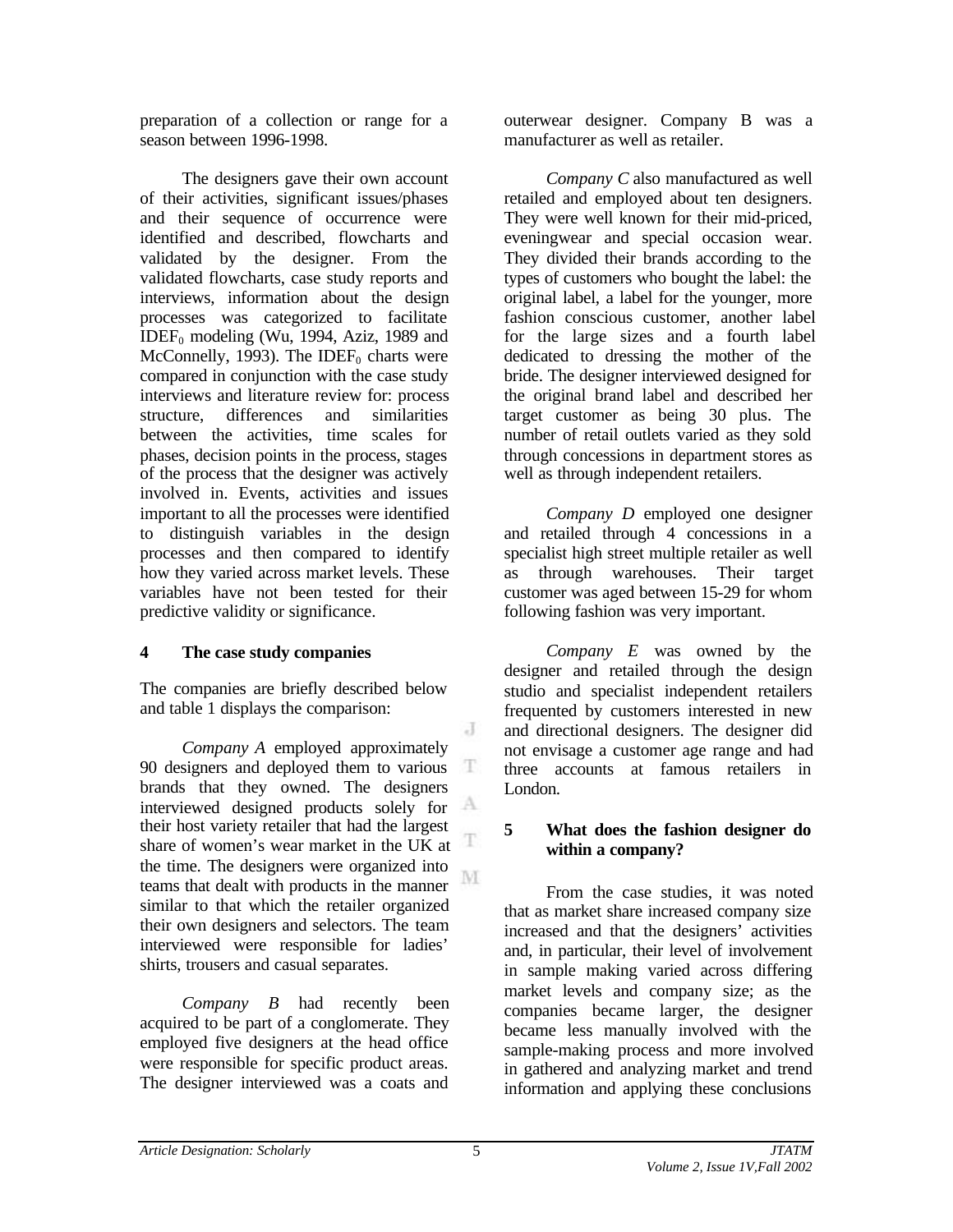preparation of a collection or range for a season between 1996-1998.

The designers gave their own account of their activities, significant issues/phases and their sequence of occurrence were identified and described, flowcharts and validated by the designer. From the validated flowcharts, case study reports and interviews, information about the design processes was categorized to facilitate $IDEF_0$ modeling (Wu, 1994, Aziz, 1989 and McConnelly, 1993). The $IDEF_0$ charts were compared in conjunction with the case study interviews and literature review for: process structure, differences and similarities between the activities, time scales for phases, decision points in the process, stages of the process that the designer was actively involved in. Events, activities and issues important to all the processes were identified to distinguish variables in the design processes and then compared to identify how they varied across market levels. These variables have not been tested for their predictive validity or significance.

## 4 The case study companies

The companies are briefly described below and table 1 displays the comparison:

*Company A* employed approximately 90 designers and deployed them to various brands that they owned. The designers interviewed designed products solely for their host variety retailer that had the largest share of women's wear market in the UK at the time. The designers were organized into teams that dealt with products in the manner similar to that which the retailer organized their own designers and selectors. The team interviewed were responsible for ladies' shirts, trousers and casual separates.

*Company B* had recently been acquired to be part of a conglomerate. They employed five designers at the head office were responsible for specific product areas. The designer interviewed was a coats and outerwear designer. Company B was a manufacturer as well as retailer.

*Company C* also manufactured as well retailed and employed about ten designers. They were well known for their mid-priced, eveningwear and special occasion wear. They divided their brands according to the types of customers who bought the label: the original label, a label for the younger, more fashion conscious customer, another label for the large sizes and a fourth label dedicated to dressing the mother of the bride. The designer interviewed designed for the original brand label and described her target customer as being 30 plus. The number of retail outlets varied as they sold through concessions in department stores as well as through independent retailers.

*Company D* employed one designer and retailed through 4 concessions in a specialist high street multiple retailer as well as through warehouses. Their target customer was aged between 15-29 for whom following fashion was very important.

*Company E* was owned by the designer and retailed through the design studio and specialist independent retailers frequented by customers interested in new and directional designers. The designer did not envisage a customer age range and had three accounts at famous retailers in London.

## 5 What does the fashion designer do within a company?

From the case studies, it was noted that as market share increased company size increased and that the designers' activities and, in particular, their level of involvement in sample making varied across differing market levels and company size; as the companies became larger, the designer became less manually involved with the sample-making process and more involved in gathered and analyzing market and trend information and applying these conclusions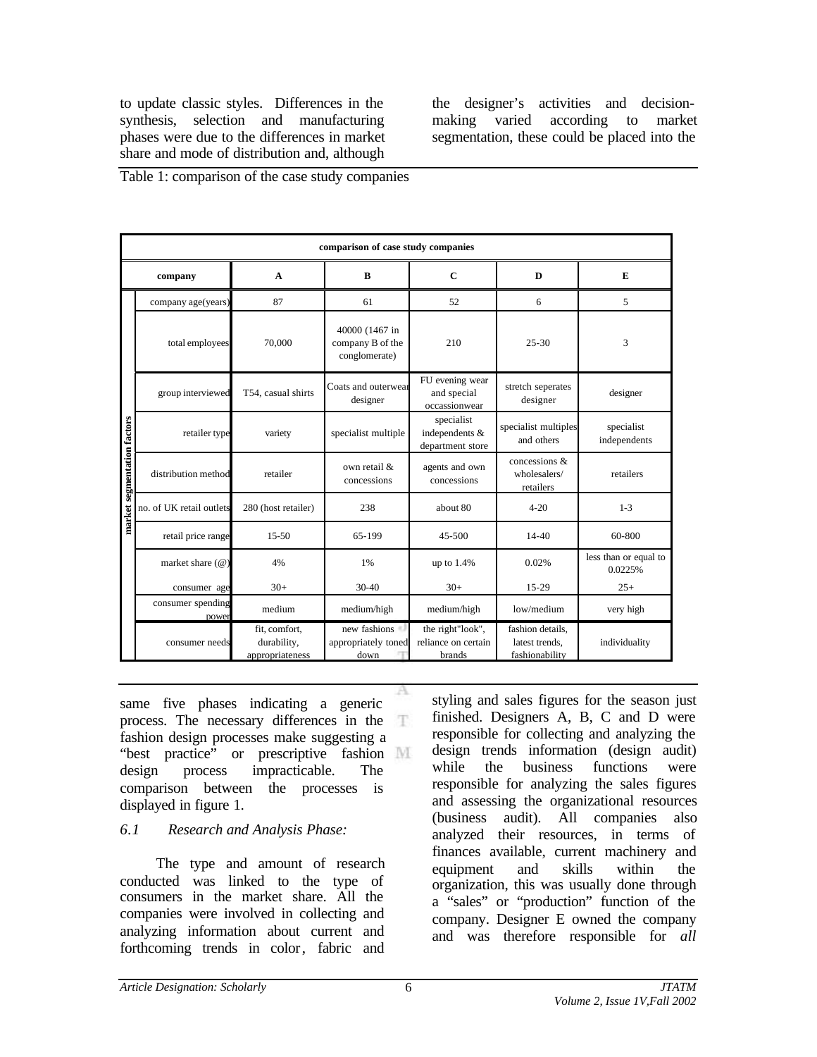to update classic styles. Differences in the synthesis, selection and manufacturing phases were due to the differences in market share and mode of distribution and, although the designer's activities and decision-making varied according to market segmentation, these could be placed into the same five phases indicating a generic process. The necessary differences in the fashion design processes make suggesting a "best practice" or prescriptive fashion design process impracticable. The comparison between the processes is displayed in figure 1.

Table 1: comparison of the case study companies

| comparison of case study companies | | | | | | |
|---|---|---|---|---|---|---|
| company | | A | B | C | D | E |
| market segmentation factors | company age(years) | 87 | 61 | 52 | 6 | 5 |
| | total employees | 70,000 | 40000 (1467 in company B of the conglomerate) | 210 | 25-30 | 3 |
| | group interviewed | T54, casual shirts | Coats and outerwear designer | FU evening wear and special occassionwear | stretch seperates designer | designer |
| | retailer type | variety | specialist multiple | specialist independents & department store | specialist multiples and others | specialist independents |
| | distribution method | retailer | own retail & concessions | agents and own concessions | concessions & wholesalers/ retailers | retailers |
| | no. of UK retail outlets | 280 (host retailer) | 238 | about 80 | 4-20 | 1-3 |
| | retail price range | 15-50 | 65-199 | 45-500 | 14-40 | 60-800 |
| | market share (@) | 4% | 1% | up to 1.4% | 0.02% | less than or equal to 0.0225% |
| | consumer age | 30+ | 30-40 | 30+ | 15-29 | 25+ |
| | consumer spending power | medium | medium/high | medium/high | low/medium | very high |
| | consumer needs | fit, comfort, durability, appropriateness | new fashions appropriately toned down | the right"look", reliance on certain brands | fashion details, latest trends, fashionability | individuality |

*6.1 Research and Analysis Phase:*

The type and amount of research conducted was linked to the type of consumers in the market share. All the companies were involved in collecting and analyzing information about current and forthcoming trends in color, fabric and styling and sales figures for the season just finished. Designers A, B, C and D were responsible for collecting and analyzing the design trends information (design audit) while the business functions were responsible for analyzing the sales figures and assessing the organizational resources (business audit). All companies also analyzed their resources, in terms of finances available, current machinery and equipment and skills within the organization, this was usually done through a "sales" or "production" function of the company. Designer E owned the company and was therefore responsible for *all*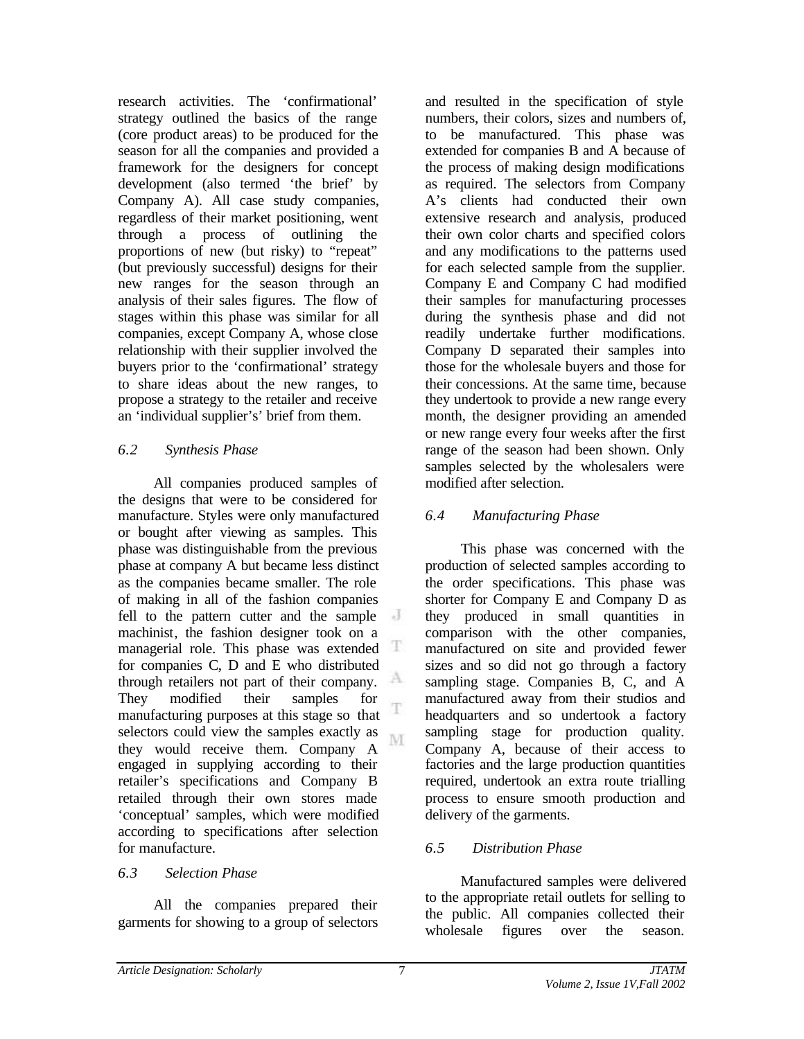research activities. The 'confirmational' strategy outlined the basics of the range (core product areas) to be produced for the season for all the companies and provided a framework for the designers for concept development (also termed 'the brief' by Company A). All case study companies, regardless of their market positioning, went through a process of outlining the proportions of new (but risky) to "repeat" (but previously successful) designs for their new ranges for the season through an analysis of their sales figures. The flow of stages within this phase was similar for all companies, except Company A, whose close relationship with their supplier involved the buyers prior to the 'confirmational' strategy to share ideas about the new ranges, to propose a strategy to the retailer and receive an 'individual supplier's' brief from them.

### *6.2 Synthesis Phase*

All companies produced samples of the designs that were to be considered for manufacture. Styles were only manufactured or bought after viewing as samples. This phase was distinguishable from the previous phase at company A but became less distinct as the companies became smaller. The role of making in all of the fashion companies fell to the pattern cutter and the sample machinist, the fashion designer took on a managerial role. This phase was extended for companies C, D and E who distributed through retailers not part of their company. They modified their samples for manufacturing purposes at this stage so that selectors could view the samples exactly as they would receive them. Company A engaged in supplying according to their retailer's specifications and Company B retailed through their own stores made 'conceptual' samples, which were modified according to specifications after selection for manufacture.

### *6.3 Selection Phase*

All the companies prepared their garments for showing to a group of selectors and resulted in the specification of style numbers, their colors, sizes and numbers of, to be manufactured. This phase was extended for companies B and A because of the process of making design modifications as required. The selectors from Company A's clients had conducted their own extensive research and analysis, produced their own color charts and specified colors and any modifications to the patterns used for each selected sample from the supplier. Company E and Company C had modified their samples for manufacturing processes during the synthesis phase and did not readily undertake further modifications. Company D separated their samples into those for the wholesale buyers and those for their concessions. At the same time, because they undertook to provide a new range every month, the designer providing an amended or new range every four weeks after the first range of the season had been shown. Only samples selected by the wholesalers were modified after selection.

### *6.4 Manufacturing Phase*

This phase was concerned with the production of selected samples according to the order specifications. This phase was shorter for Company E and Company D as they produced in small quantities in comparison with the other companies, manufactured on site and provided fewer sizes and so did not go through a factory sampling stage. Companies B, C, and A manufactured away from their studios and headquarters and so undertook a factory sampling stage for production quality. Company A, because of their access to factories and the large production quantities required, undertook an extra route trialling process to ensure smooth production and delivery of the garments.

### *6.5 Distribution Phase*

Manufactured samples were delivered to the appropriate retail outlets for selling to the public. All companies collected their wholesale figures over the season.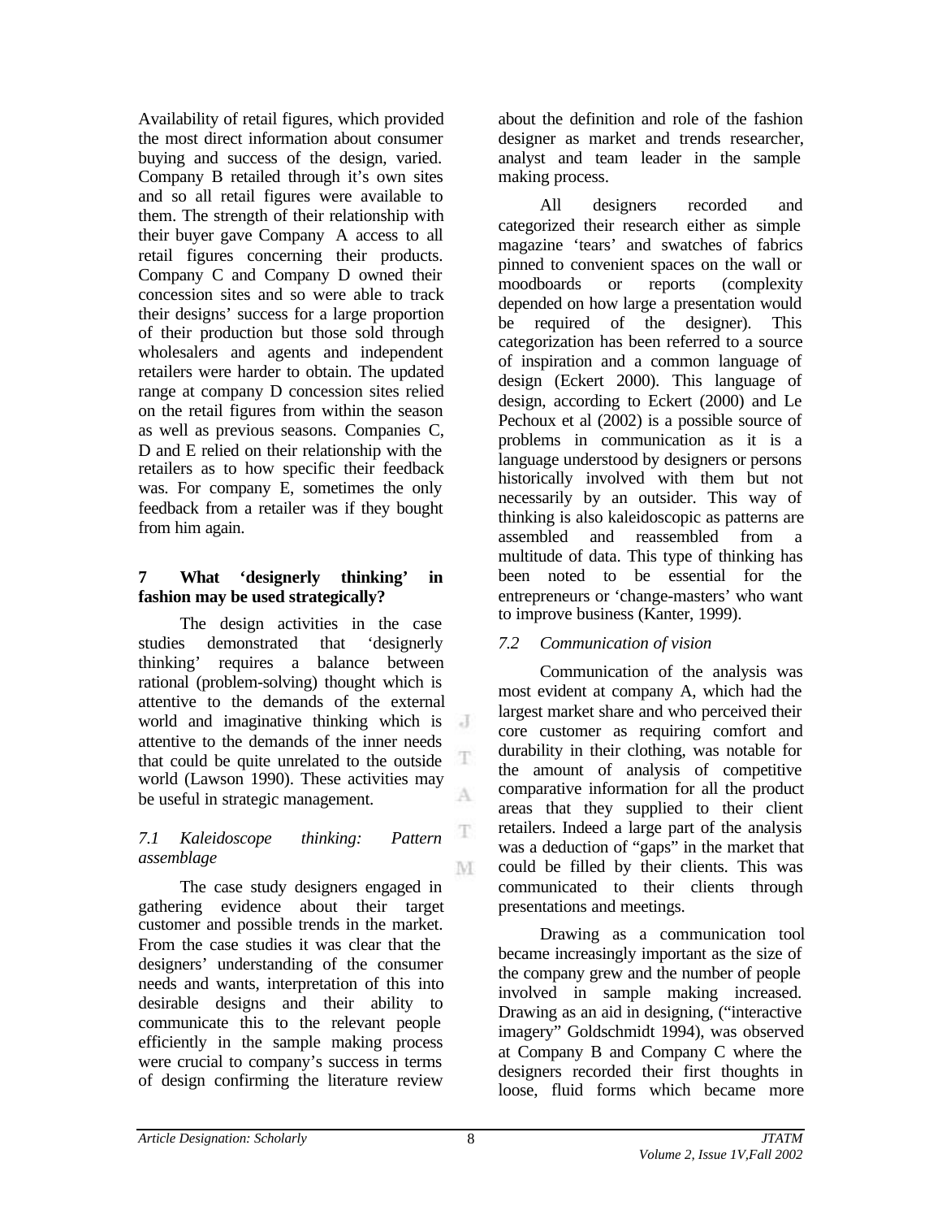Availability of retail figures, which provided the most direct information about consumer buying and success of the design, varied. Company B retailed through it's own sites and so all retail figures were available to them. The strength of their relationship with their buyer gave Company A access to all retail figures concerning their products. Company C and Company D owned their concession sites and so were able to track their designs' success for a large proportion of their production but those sold through wholesalers and agents and independent retailers were harder to obtain. The updated range at company D concession sites relied on the retail figures from within the season as well as previous seasons. Companies C, D and E relied on their relationship with the retailers as to how specific their feedback was. For company E, sometimes the only feedback from a retailer was if they bought from him again.

## 7 What 'designerly thinking' in fashion may be used strategically?

The design activities in the case studies demonstrated that 'designerly thinking' requires a balance between rational (problem-solving) thought which is attentive to the demands of the external world and imaginative thinking which is attentive to the demands of the inner needs that could be quite unrelated to the outside world (Lawson 1990). These activities may be useful in strategic management.

### *7.1 Kaleidoscope thinking: Pattern assemblage*

The case study designers engaged in gathering evidence about their target customer and possible trends in the market. From the case studies it was clear that the designers' understanding of the consumer needs and wants, interpretation of this into desirable designs and their ability to communicate this to the relevant people efficiently in the sample making process were crucial to company's success in terms of design confirming the literature review about the definition and role of the fashion designer as market and trends researcher, analyst and team leader in the sample making process.

All designers recorded and categorized their research either as simple magazine 'tears' and swatches of fabrics pinned to convenient spaces on the wall or moodboards or reports (complexity depended on how large a presentation would be required of the designer). This categorization has been referred to a source of inspiration and a common language of design (Eckert 2000). This language of design, according to Eckert (2000) and Le Pechoux et al (2002) is a possible source of problems in communication as it is a language understood by designers or persons historically involved with them but not necessarily by an outsider. This way of thinking is also kaleidoscopic as patterns are assembled and reassembled from a multitude of data. This type of thinking has been noted to be essential for the entrepreneurs or 'change-masters' who want to improve business (Kanter, 1999).

### *7.2 Communication of vision*

Communication of the analysis was most evident at company A, which had the largest market share and who perceived their core customer as requiring comfort and durability in their clothing, was notable for the amount of analysis of competitive comparative information for all the product areas that they supplied to their client retailers. Indeed a large part of the analysis was a deduction of "gaps" in the market that could be filled by their clients. This was communicated to their clients through presentations and meetings.

Drawing as a communication tool became increasingly important as the size of the company grew and the number of people involved in sample making increased. Drawing as an aid in designing, ("interactive imagery" Goldschmidt 1994), was observed at Company B and Company C where the designers recorded their first thoughts in loose, fluid forms which became more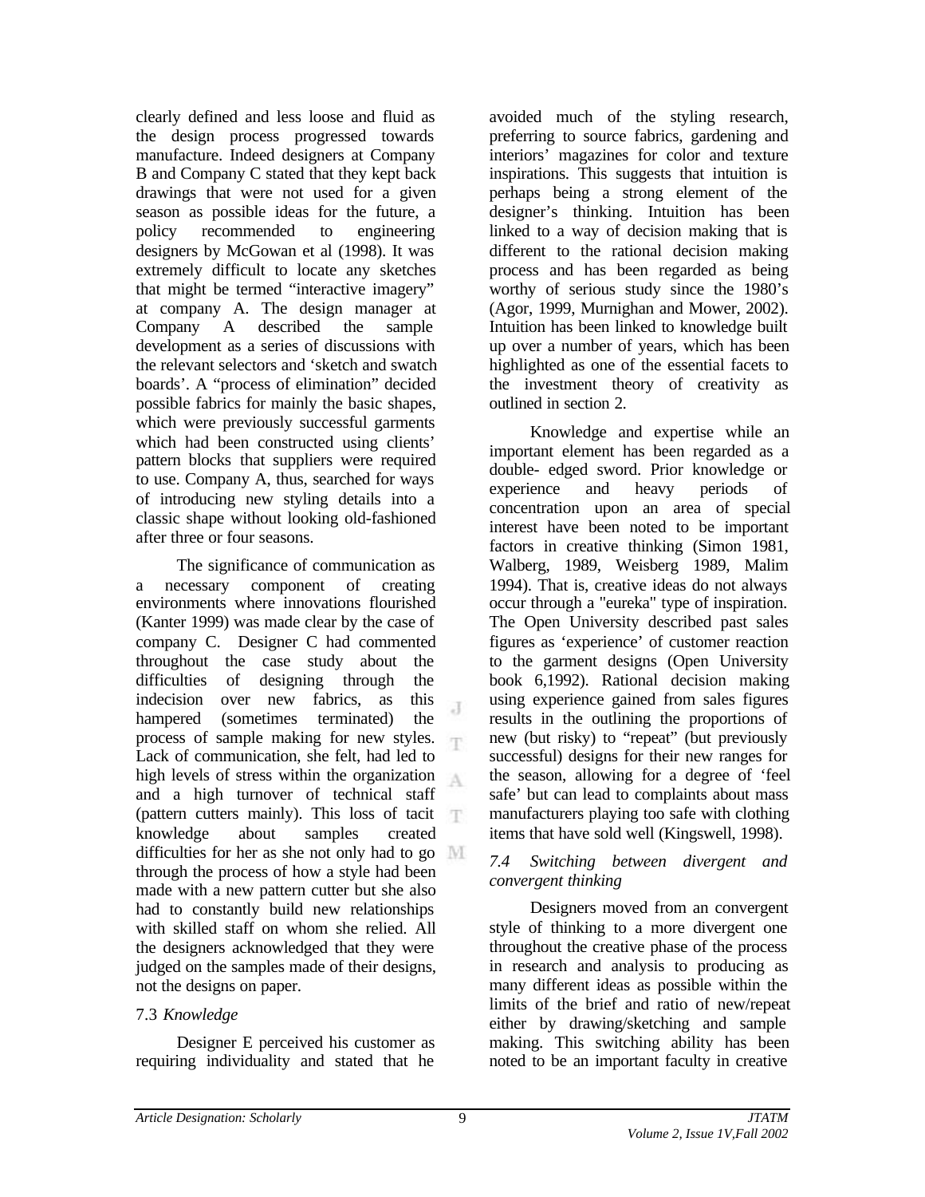clearly defined and less loose and fluid as the design process progressed towards manufacture. Indeed designers at Company B and Company C stated that they kept back drawings that were not used for a given season as possible ideas for the future, a policy recommended to engineering designers by McGowan et al (1998). It was extremely difficult to locate any sketches that might be termed "interactive imagery" at company A. The design manager at Company A described the sample development as a series of discussions with the relevant selectors and 'sketch and swatch boards'. A "process of elimination" decided possible fabrics for mainly the basic shapes, which were previously successful garments which had been constructed using clients' pattern blocks that suppliers were required to use. Company A, thus, searched for ways of introducing new styling details into a classic shape without looking old-fashioned after three or four seasons.

The significance of communication as a necessary component of creating environments where innovations flourished (Kanter 1999) was made clear by the case of company C. Designer C had commented throughout the case study about the difficulties of designing through the indecision over new fabrics, as this hampered (sometimes terminated) the process of sample making for new styles. Lack of communication, she felt, had led to high levels of stress within the organization and a high turnover of technical staff (pattern cutters mainly). This loss of tacit knowledge about samples created difficulties for her as she not only had to go through the process of how a style had been made with a new pattern cutter but she also had to constantly build new relationships with skilled staff on whom she relied. All the designers acknowledged that they were judged on the samples made of their designs, not the designs on paper.

### 7.3 *Knowledge*

Designer E perceived his customer as requiring individuality and stated that he avoided much of the styling research, preferring to source fabrics, gardening and interiors' magazines for color and texture inspirations. This suggests that intuition is perhaps being a strong element of the designer's thinking. Intuition has been linked to a way of decision making that is different to the rational decision making process and has been regarded as being worthy of serious study since the 1980's (Agor, 1999, Murnighan and Mower, 2002). Intuition has been linked to knowledge built up over a number of years, which has been highlighted as one of the essential facets to the investment theory of creativity as outlined in section 2.

Knowledge and expertise while an important element has been regarded as a double- edged sword. Prior knowledge or experience and heavy periods of concentration upon an area of special interest have been noted to be important factors in creative thinking (Simon 1981, Walberg, 1989, Weisberg 1989, Malim 1994). That is, creative ideas do not always occur through a "eureka" type of inspiration. The Open University described past sales figures as 'experience' of customer reaction to the garment designs (Open University book 6,1992). Rational decision making using experience gained from sales figures results in the outlining the proportions of new (but risky) to "repeat" (but previously successful) designs for their new ranges for the season, allowing for a degree of 'feel safe' but can lead to complaints about mass manufacturers playing too safe with clothing items that have sold well (Kingswell, 1998).

### *7.4 Switching between divergent and convergent thinking*

Designers moved from an convergent style of thinking to a more divergent one throughout the creative phase of the process in research and analysis to producing as many different ideas as possible within the limits of the brief and ratio of new/repeat either by drawing/sketching and sample making. This switching ability has been noted to be an important faculty in creative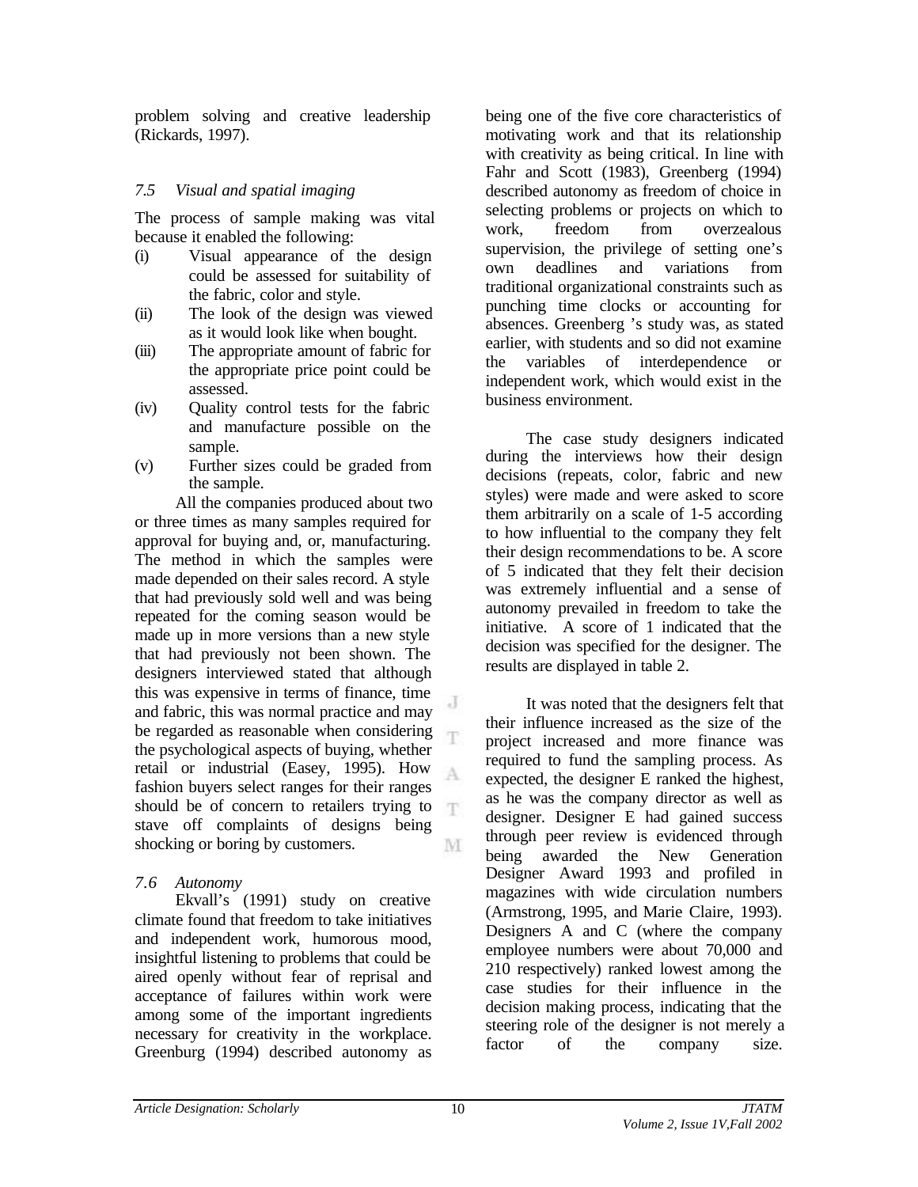problem solving and creative leadership (Rickards, 1997).

### *7.5 Visual and spatial imaging*

The process of sample making was vital because it enabled the following:

(i) Visual appearance of the design could be assessed for suitability of the fabric, color and style.
(ii) The look of the design was viewed as it would look like when bought.
(iii) The appropriate amount of fabric for the appropriate price point could be assessed.
(iv) Quality control tests for the fabric and manufacture possible on the sample.
(v) Further sizes could be graded from the sample.

All the companies produced about two or three times as many samples required for approval for buying and, or, manufacturing. The method in which the samples were made depended on their sales record. A style that had previously sold well and was being repeated for the coming season would be made up in more versions than a new style that had previously not been shown. The designers interviewed stated that although this was expensive in terms of finance, time and fabric, this was normal practice and may be regarded as reasonable when considering the psychological aspects of buying, whether retail or industrial (Easey, 1995). How fashion buyers select ranges for their ranges should be of concern to retailers trying to stave off complaints of designs being shocking or boring by customers.

### *7.6 Autonomy*

Ekvall's (1991) study on creative climate found that freedom to take initiatives and independent work, humorous mood, insightful listening to problems that could be aired openly without fear of reprisal and acceptance of failures within work were among some of the important ingredients necessary for creativity in the workplace. Greenburg (1994) described autonomy as being one of the five core characteristics of motivating work and that its relationship with creativity as being critical. In line with Fahr and Scott (1983), Greenberg (1994) described autonomy as freedom of choice in selecting problems or projects on which to work, freedom from overzealous supervision, the privilege of setting one's own deadlines and variations from traditional organizational constraints such as punching time clocks or accounting for absences. Greenberg 's study was, as stated earlier, with students and so did not examine the variables of interdependence or independent work, which would exist in the business environment.

The case study designers indicated during the interviews how their design decisions (repeats, color, fabric and new styles) were made and were asked to score them arbitrarily on a scale of 1-5 according to how influential to the company they felt their design recommendations to be. A score of 5 indicated that they felt their decision was extremely influential and a sense of autonomy prevailed in freedom to take the initiative. A score of 1 indicated that the decision was specified for the designer. The results are displayed in table 2.

It was noted that the designers felt that their influence increased as the size of the project increased and more finance was required to fund the sampling process. As expected, the designer E ranked the highest, as he was the company director as well as designer. Designer E had gained success through peer review is evidenced through being awarded the New Generation Designer Award 1993 and profiled in magazines with wide circulation numbers (Armstrong, 1995, and Marie Claire, 1993). Designers A and C (where the company employee numbers were about 70,000 and 210 respectively) ranked lowest among the case studies for their influence in the decision making process, indicating that the steering role of the designer is not merely a factor of the company size.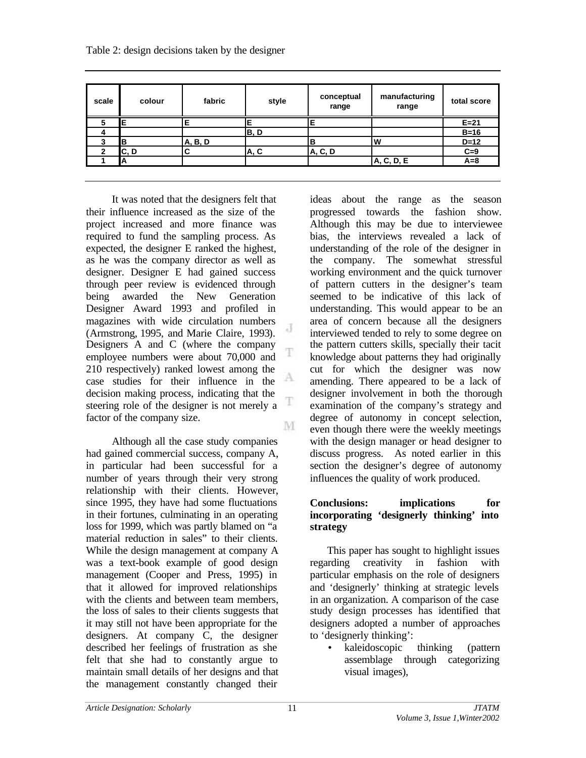Table 2: design decisions taken by the designer

| scale | colour | fabric | style | conceptual range | manufacturing range | total score |
|---|---|---|---|---|---|---|
| 5 | E | E | E | E | | E=21 |
| 4 | | | B, D | | | B=16 |
| 3 | B | A, B, D | | B | W | D=12 |
| 2 | C, D | C | A, C | A, C, D | | C=9 |
| 1 | A | | | | A, C, D, E | A=8 |

It was noted that the designers felt that their influence increased as the size of the project increased and more finance was required to fund the sampling process. As expected, the designer E ranked the highest, as he was the company director as well as designer. Designer E had gained success through peer review is evidenced through being awarded the New Generation Designer Award 1993 and profiled in magazines with wide circulation numbers (Armstrong, 1995, and Marie Claire, 1993). Designers A and C (where the company employee numbers were about 70,000 and 210 respectively) ranked lowest among the case studies for their influence in the decision making process, indicating that the steering role of the designer is not merely a factor of the company size.

Although all the case study companies had gained commercial success, company A, in particular had been successful for a number of years through their very strong relationship with their clients. However, since 1995, they have had some fluctuations in their fortunes, culminating in an operating loss for 1999, which was partly blamed on "a material reduction in sales" to their clients. While the design management at company A was a text-book example of good design management (Cooper and Press, 1995) in that it allowed for improved relationships with the clients and between team members, the loss of sales to their clients suggests that it may still not have been appropriate for the designers. At company C, the designer described her feelings of frustration as she felt that she had to constantly argue to maintain small details of her designs and that the management constantly changed their ideas about the range as the season progressed towards the fashion show. Although this may be due to interviewee bias, the interviews revealed a lack of understanding of the role of the designer in the company. The somewhat stressful working environment and the quick turnover of pattern cutters in the designer's team seemed to be indicative of this lack of understanding. This would appear to be an area of concern because all the designers interviewed tended to rely to some degree on the pattern cutters skills, specially their tacit knowledge about patterns they had originally cut for which the designer was now amending. There appeared to be a lack of designer involvement in both the thorough examination of the company's strategy and degree of autonomy in concept selection, even though there were the weekly meetings with the design manager or head designer to discuss progress. As noted earlier in this section the designer's degree of autonomy influences the quality of work produced.

**Conclusions: implications for incorporating 'designerly thinking' into strategy**

This paper has sought to highlight issues regarding creativity in fashion with particular emphasis on the role of designers and 'designerly' thinking at strategic levels in an organization. A comparison of the case study design processes has identified that designers adopted a number of approaches to 'designerly thinking':

- kaleidoscopic thinking (pattern assemblage through categorizing visual images),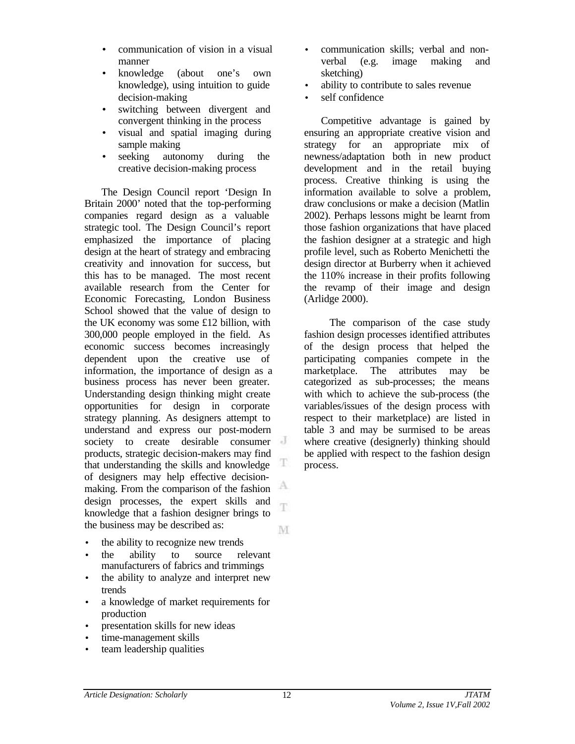- communication of vision in a visual manner
- knowledge (about one's own knowledge), using intuition to guide decision-making
- switching between divergent and convergent thinking in the process
- visual and spatial imaging during sample making
- seeking autonomy during the creative decision-making process

The Design Council report 'Design In Britain 2000' noted that the top-performing companies regard design as a valuable strategic tool. The Design Council's report emphasized the importance of placing design at the heart of strategy and embracing creativity and innovation for success, but this has to be managed. The most recent available research from the Center for Economic Forecasting, London Business School showed that the value of design to the UK economy was some £12 billion, with 300,000 people employed in the field. As economic success becomes increasingly dependent upon the creative use of information, the importance of design as a business process has never been greater. Understanding design thinking might create opportunities for design in corporate strategy planning. As designers attempt to understand and express our post-modern society to create desirable consumer products, strategic decision-makers may find that understanding the skills and knowledge of designers may help effective decision-making. From the comparison of the fashion design processes, the expert skills and knowledge that a fashion designer brings to the business may be described as:

- the ability to recognize new trends
- the ability to source relevant manufacturers of fabrics and trimmings
- the ability to analyze and interpret new trends
- a knowledge of market requirements for production
- presentation skills for new ideas
- time-management skills
- team leadership qualities
- communication skills; verbal and non-verbal (e.g. image making and sketching)
- ability to contribute to sales revenue
- self confidence

Competitive advantage is gained by ensuring an appropriate creative vision and strategy for an appropriate mix of newness/adaptation both in new product development and in the retail buying process. Creative thinking is using the information available to solve a problem, draw conclusions or make a decision (Matlin 2002). Perhaps lessons might be learnt from those fashion organizations that have placed the fashion designer at a strategic and high profile level, such as Roberto Menichetti the design director at Burberry when it achieved the 110% increase in their profits following the revamp of their image and design (Arlidge 2000).

The comparison of the case study fashion design processes identified attributes of the design process that helped the participating companies compete in the marketplace. The attributes may be categorized as sub-processes; the means with which to achieve the sub-process (the variables/issues of the design process with respect to their marketplace) are listed in table 3 and may be surmised to be areas where creative (designerly) thinking should be applied with respect to the fashion design process.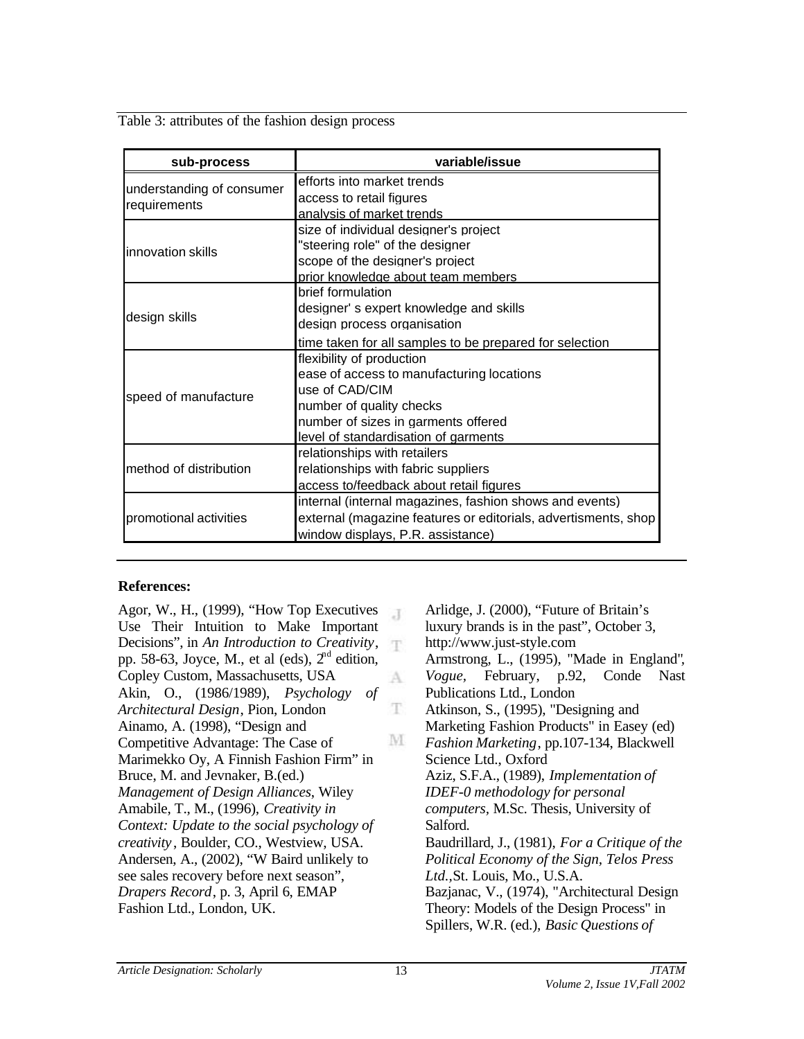Table 3: attributes of the fashion design process

| sub-process | variable/issue |
|---|---|
| understanding of consumer requirements | efforts into market trends<br>access to retail figures<br>analysis of market trends |
| innovation skills | size of individual designer's project<br>"steering role" of the designer<br>scope of the designer's project<br>prior knowledge about team members |
| design skills | brief formulation<br>designer' s expert knowledge and skills<br>design process organisation<br>time taken for all samples to be prepared for selection |
| speed of manufacture | flexibility of production<br>ease of access to manufacturing locations<br>use of CAD/CIM<br>number of quality checks<br>number of sizes in garments offered<br>level of standardisation of garments |
| method of distribution | relationships with retailers<br>relationships with fabric suppliers<br>access to/feedback about retail figures |
| promotional activities | internal (internal magazines, fashion shows and events)<br>external (magazine features or editorials, advertisments, shop window displays, P.R. assistance) |

**References:**

Agor, W., H., (1999), "How Top Executives Use Their Intuition to Make Important Decisions", in *An Introduction to Creativity*, pp. 58-63, Joyce, M., et al (eds), 2nd edition, Copley Custom, Massachusetts, USA

Akin, O., (1986/1989), *Psychology of Architectural Design*, Pion, London

Ainamo, A. (1998), "Design and Competitive Advantage: The Case of Marimekko Oy, A Finnish Fashion Firm" in Bruce, M. and Jevnaker, B.(ed.) *Management of Design Alliances*, Wiley

Amabile, T., M., (1996), *Creativity in Context: Update to the social psychology of creativity*, Boulder, CO., Westview, USA.

Andersen, A., (2002), "W Baird unlikely to see sales recovery before next season", *Drapers Record*, p. 3, April 6, EMAP Fashion Ltd., London, UK.

Arlidge, J. (2000), "Future of Britain's luxury brands is in the past", October 3, http://www.just-style.com

Armstrong, L., (1995), "Made in England", *Vogue*, February, p.92, Conde Nast Publications Ltd., London

Atkinson, S., (1995), "Designing and Marketing Fashion Products" in Easey (ed) *Fashion Marketing*, pp.107-134, Blackwell Science Ltd., Oxford

Aziz, S.F.A., (1989), *Implementation of IDEF-0 methodology for personal computers*, M.Sc. Thesis, University of Salford.

Baudrillard, J., (1981), *For a Critique of the Political Economy of the Sign*, *Telos Press Ltd.*, St. Louis, Mo., U.S.A.

Bazjanac, V., (1974), "Architectural Design Theory: Models of the Design Process" in Spillers, W.R. (ed.), *Basic Questions of*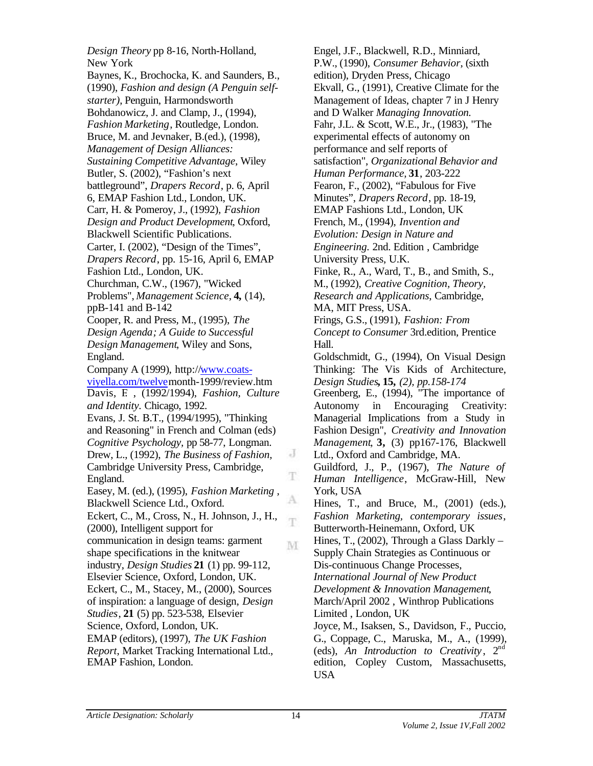*Design Theory* pp 8-16, North-Holland, New York

Baynes, K., Brochocka, K. and Saunders, B., (1990), *Fashion and design (A Penguin self-starter)*, Penguin, Harmondsworth

Bohdanowicz, J. and Clamp, J., (1994), *Fashion Marketing*, Routledge, London.

Bruce, M. and Jevnaker, B.(ed.), (1998), *Management of Design Alliances: Sustaining Competitive Advantage*, Wiley

Butler, S. (2002), “Fashion’s next battleground”, *Drapers Record*, p. 6, April 6, EMAP Fashion Ltd., London, UK.

Carr, H. & Pomeroy, J., (1992), *Fashion Design and Product Development*, Oxford, Blackwell Scientific Publications.

Carter, I. (2002), “Design of the Times”, *Drapers Record*, pp. 15-16, April 6, EMAP Fashion Ltd., London, UK.

Churchman, C.W., (1967), "Wicked Problems", *Management Science*, **4,** (14), ppB-141 and B-142

Cooper, R. and Press, M., (1995), *The Design Agenda; A Guide to Successful Design Management*, Wiley and Sons, England.

Company A (1999), http://www.coats-viyella.com/twelvemonth-1999/review.htm

Davis, F. , (1992/1994), *Fashion, Culture and Identity*. Chicago, 1992.

Evans, J. St. B.T., (1994/1995), "Thinking and Reasoning" in French and Colman (eds) *Cognitive Psychology*, pp 58-77, Longman.

Drew, L., (1992), *The Business of Fashion*, Cambridge University Press, Cambridge, England.

Easey, M. (ed.), (1995), *Fashion Marketing* , Blackwell Science Ltd., Oxford.

Eckert, C., M., Cross, N., H. Johnson, J., H., (2000), Intelligent support for communication in design teams: garment shape specifications in the knitwear industry, *Design Studies* **21** (1) pp. 99-112, Elsevier Science, Oxford, London, UK.

Eckert, C., M., Stacey, M., (2000), Sources of inspiration: a language of design, *Design Studies*, **21** (5) pp. 523-538, Elsevier Science, Oxford, London, UK.

EMAP (editors), (1997), *The UK Fashion Report*, Market Tracking International Ltd., EMAP Fashion, London.

Engel, J.F., Blackwell, R.D., Minniard, P.W., (1990), *Consumer Behavior*, (sixth edition), Dryden Press, Chicago

Ekvall, G., (1991), Creative Climate for the Management of Ideas, chapter 7 in J Henry and D Walker *Managing Innovation.*

Fahr, J.L. & Scott, W.E., Jr., (1983), "The experimental effects of autonomy on performance and self reports of satisfaction", *Organizational Behavior and Human Performance*, **31**, 203-222

Fearon, F., (2002), “Fabulous for Five Minutes”, *Drapers Record*, pp. 18-19, EMAP Fashions Ltd., London, UK

French, M., (1994), *Invention and Evolution: Design in Nature and Engineering.* 2nd. Edition , Cambridge University Press, U.K.

Finke, R., A., Ward, T., B., and Smith, S., M., (1992), *Creative Cognition*, *Theory, Research and Applications*, Cambridge, MA, MIT Press, USA.

Frings, G.S., (1991), *Fashion: From Concept to Consumer* 3rd.edition, Prentice Hall.

Goldschmidt, G., (1994), On Visual Design Thinking: The Vis Kids of Architecture, *Design Studies*, **15,** *(2), pp.158-174*

Greenberg, E., (1994), "The importance of Autonomy in Encouraging Creativity: Managerial Implications from a Study in Fashion Design", *Creativity and Innovation Management*, **3,** (3) pp167-176, Blackwell Ltd., Oxford and Cambridge, MA.

Guildford, J., P., (1967), *The Nature of Human Intelligence*, McGraw-Hill, New York, USA

Hines, T., and Bruce, M., (2001) (eds.), *Fashion Marketing, contemporary issues*, Butterworth-Heinemann, Oxford, UK

Hines, T., (2002), Through a Glass Darkly – Supply Chain Strategies as Continuous or Dis-continuous Change Processes, *International Journal of New Product Development & Innovation Management*, March/April 2002 , Winthrop Publications Limited , London, UK

Joyce, M., Isaksen, S., Davidson, F., Puccio, G., Coppage, C., Maruska, M., A., (1999), (eds), *An Introduction to Creativity*, 2nd edition, Copley Custom, Massachusetts, USA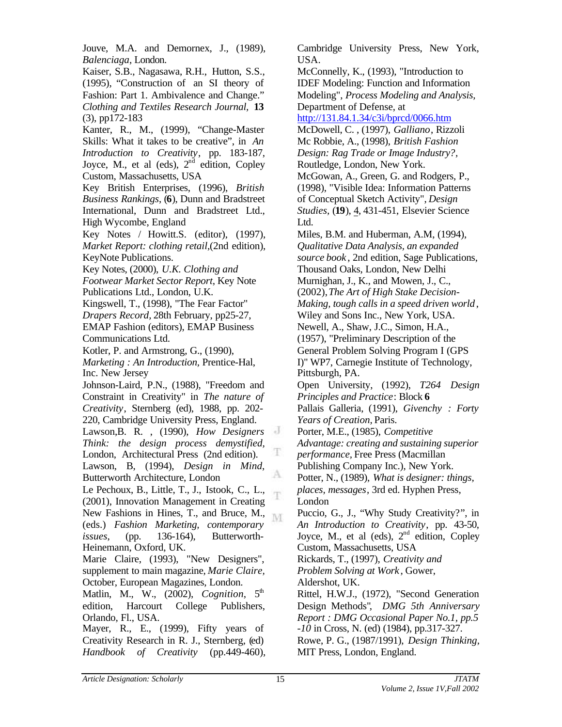Jouve, M.A. and Demornex, J., (1989), *Balenciaga*, London.

Kaiser, S.B., Nagasawa, R.H., Hutton, S.S., (1995), "Construction of an SI theory of Fashion: Part 1. Ambivalence and Change." *Clothing and Textiles Research Journal,* **13** (3), pp172-183

Kanter, R., M., (1999), "Change-Master Skills: What it takes to be creative", in *An Introduction to Creativity*, pp. 183-187, Joyce, M., et al (eds), 2nd edition, Copley Custom, Massachusetts, USA

Key British Enterprises, (1996), *British Business Rankings*, (**6**), Dunn and Bradstreet International, Dunn and Bradstreet Ltd., High Wycombe, England

Key Notes / Howitt.S. (editor), (1997), *Market Report: clothing retail*,(2nd edition), KeyNote Publications.

Key Notes, (2000), *U.K. Clothing and Footwear Market Sector Report*, Key Note Publications Ltd., London, U.K.

Kingswell, T., (1998), "The Fear Factor" *Drapers Record,* 28th February, pp25-27, EMAP Fashion (editors), EMAP Business Communications Ltd.

Kotler, P. and Armstrong, G., (1990), *Marketing : An Introduction*, Prentice-Hal, Inc. New Jersey

Johnson-Laird, P.N., (1988), "Freedom and Constraint in Creativity" in *The nature of Creativity*, Sternberg (ed), 1988, pp. 202-220, Cambridge University Press, England.

Lawson,B. R. , (1990), *How Designers Think: the design process demystified*, London, Architectural Press (2nd edition).

Lawson, B, (1994), *Design in Mind*, Butterworth Architecture, London

Le Pechoux, B., Little, T., J., Istook, C., L., (2001), Innovation Management in Creating New Fashions in Hines, T., and Bruce, M., (eds.) *Fashion Marketing, contemporary issues*, (pp. 136-164), Butterworth-Heinemann, Oxford, UK.

Marie Claire, (1993), "New Designers", supplement to main magazine, *Marie Claire,* October, European Magazines, London.

Matlin, M., W., (2002), *Cognition*, 5th edition, Harcourt College Publishers, Orlando, Fl., USA.

Mayer, R., E., (1999), Fifty years of Creativity Research in R. J., Sternberg, (ed) *Handbook of Creativity* (pp.449-460), Cambridge University Press, New York, USA.

McConnelly, K., (1993), "Introduction to IDEF Modeling: Function and Information Modeling", *Process Modeling and Analysis*, Department of Defense, at http://131.84.1.34/c3i/bprcd/0066.htm

McDowell, C. , (1997), *Galliano*, Rizzoli

Mc Robbie, A., (1998), *British Fashion Design: Rag Trade or Image Industry?*, Routledge, London, New York.

McGowan, A., Green, G. and Rodgers, P., (1998), "Visible Idea: Information Patterns of Conceptual Sketch Activity", *Design Studies,* (**19**), 4, 431-451, Elsevier Science Ltd.

Miles, B.M. and Huberman, A.M, (1994), *Qualitative Data Analysis, an expanded source book*, 2nd edition, Sage Publications, Thousand Oaks, London, New Delhi

Murnighan, J., K., and Mowen, J., C., (2002), *The Art of High Stake Decision-Making, tough calls in a speed driven world*, Wiley and Sons Inc., New York, USA.

Newell, A., Shaw, J.C., Simon, H.A., (1957), "Preliminary Description of the General Problem Solving Program I (GPS I)" WP7, Carnegie Institute of Technology, Pittsburgh, PA.

Open University, (1992), *T264 Design Principles and Practice*: Block **6**

Pallais Galleria, (1991), *Givenchy : Forty Years of Creation,* Paris.

Porter, M.E., (1985), *Competitive Advantage: creating and sustaining superior performance,* Free Press (Macmillan Publishing Company Inc.), New York.

Potter, N., (1989), *What is designer: things, places, messages*, 3rd ed. Hyphen Press, London

Puccio, G., J., "Why Study Creativity?", in *An Introduction to Creativity*, pp. 43-50, Joyce, M., et al (eds), 2nd edition, Copley Custom, Massachusetts, USA

Rickards, T., (1997), *Creativity and Problem Solving at Work*, Gower, Aldershot, UK.

Rittel, H.W.J., (1972), "Second Generation Design Methods", *DMG 5th Anniversary Report : DMG Occasional Paper No.1, pp.5 -10* in Cross, N. (ed) (1984), pp.317-327.

Rowe, P. G., (1987/1991), *Design Thinking*, MIT Press, London, England.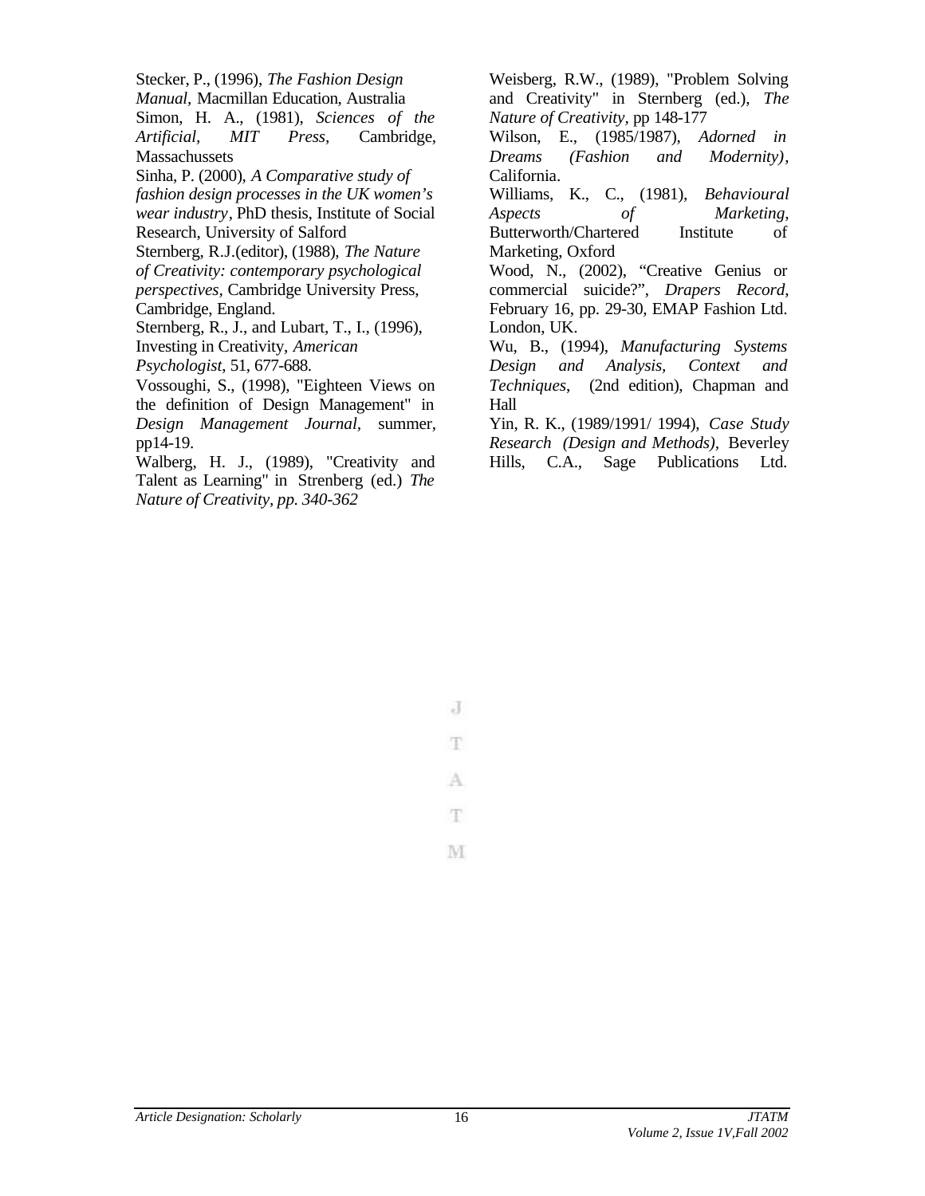Stecker, P., (1996), *The Fashion Design Manual*, Macmillan Education, Australia

Simon, H. A., (1981), *Sciences of the Artificial*, *MIT Press*, Cambridge, Massachussets

Sinha, P. (2000), *A Comparative study of fashion design processes in the UK women's wear industry*, PhD thesis, Institute of Social Research, University of Salford

Sternberg, R.J.(editor), (1988), *The Nature of Creativity: contemporary psychological perspectives*, Cambridge University Press, Cambridge, England.

Sternberg, R., J., and Lubart, T., I., (1996), Investing in Creativity, *American Psychologist*, 51, 677-688.

Vossoughi, S., (1998), "Eighteen Views on the definition of Design Management" in *Design Management Journal*, summer, pp14-19.

Walberg, H. J., (1989), "Creativity and Talent as Learning" in Strenberg (ed.) *The Nature of Creativity, pp. 340-362*

Weisberg, R.W., (1989), "Problem Solving and Creativity" in Sternberg (ed.), *The Nature of Creativity*, pp 148-177

Wilson, E., (1985/1987), *Adorned in Dreams (Fashion and Modernity)*, California.

Williams, K., C., (1981), *Behavioural Aspects of Marketing*, Butterworth/Chartered Institute of Marketing, Oxford

Wood, N., (2002), "Creative Genius or commercial suicide?", *Drapers Record*, February 16, pp. 29-30, EMAP Fashion Ltd. London, UK.

Wu, B., (1994), *Manufacturing Systems Design and Analysis, Context and Techniques*, (2nd edition), Chapman and Hall

Yin, R. K., (1989/1991/ 1994), *Case Study Research (Design and Methods)*, Beverley Hills, C.A., Sage Publications Ltd.